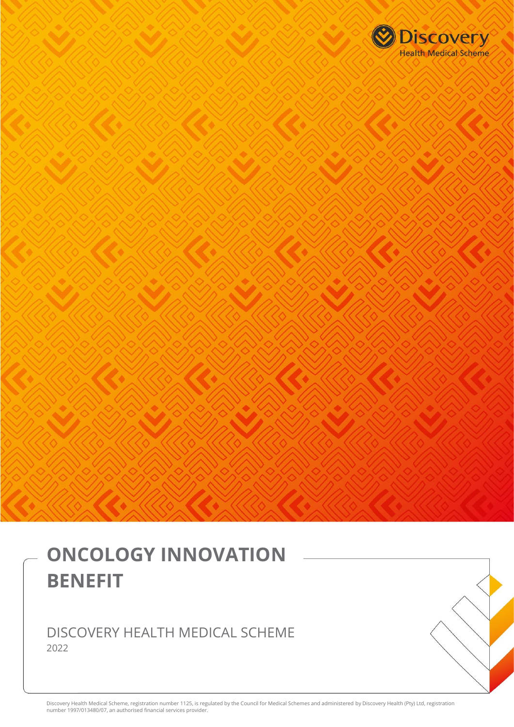Discovery
Health Medical Scheme

# ONCOLOGY INNOVATION BENEFIT

DISCOVERY HEALTH MEDICAL SCHEME

2022

Discovery Health Medical Scheme, registration number 1125, is regulated by the Council for Medical Schemes and administered by Discovery Health (Pty) Ltd, registration number 1997/013480/07, an authorised financial services provider.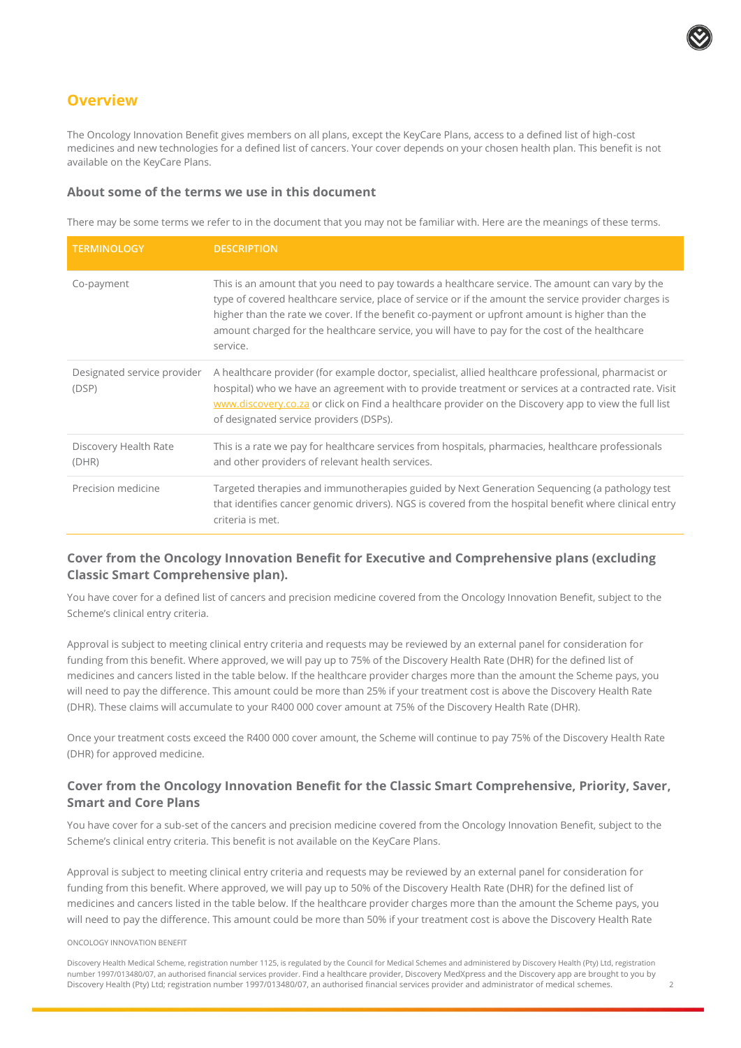## Overview

The Oncology Innovation Benefit gives members on all plans, except the KeyCare Plans, access to a defined list of high-cost medicines and new technologies for a defined list of cancers. Your cover depends on your chosen health plan. This benefit is not available on the KeyCare Plans.

### About some of the terms we use in this document

There may be some terms we refer to in the document that you may not be familiar with. Here are the meanings of these terms.

| TERMINOLOGY | DESCRIPTION |
|---|---|
| Co-payment | This is an amount that you need to pay towards a healthcare service. The amount can vary by the type of covered healthcare service, place of service or if the amount the service provider charges is higher than the rate we cover. If the benefit co-payment or upfront amount is higher than the amount charged for the healthcare service, you will have to pay for the cost of the healthcare service. |
| Designated service provider (DSP) | A healthcare provider (for example doctor, specialist, allied healthcare professional, pharmacist or hospital) who we have an agreement with to provide treatment or services at a contracted rate. Visit www.discovery.co.za or click on Find a healthcare provider on the Discovery app to view the full list of designated service providers (DSPs). |
| Discovery Health Rate (DHR) | This is a rate we pay for healthcare services from hospitals, pharmacies, healthcare professionals and other providers of relevant health services. |
| Precision medicine | Targeted therapies and immunotherapies guided by Next Generation Sequencing (a pathology test that identifies cancer genomic drivers). NGS is covered from the hospital benefit where clinical entry criteria is met. |

### Cover from the Oncology Innovation Benefit for Executive and Comprehensive plans (excluding Classic Smart Comprehensive plan).

You have cover for a defined list of cancers and precision medicine covered from the Oncology Innovation Benefit, subject to the Scheme's clinical entry criteria.

Approval is subject to meeting clinical entry criteria and requests may be reviewed by an external panel for consideration for funding from this benefit. Where approved, we will pay up to 75% of the Discovery Health Rate (DHR) for the defined list of medicines and cancers listed in the table below. If the healthcare provider charges more than the amount the Scheme pays, you will need to pay the difference. This amount could be more than 25% if your treatment cost is above the Discovery Health Rate (DHR). These claims will accumulate to your R400 000 cover amount at 75% of the Discovery Health Rate (DHR).

Once your treatment costs exceed the R400 000 cover amount, the Scheme will continue to pay 75% of the Discovery Health Rate (DHR) for approved medicine.

### Cover from the Oncology Innovation Benefit for the Classic Smart Comprehensive, Priority, Saver, Smart and Core Plans

You have cover for a sub-set of the cancers and precision medicine covered from the Oncology Innovation Benefit, subject to the Scheme's clinical entry criteria. This benefit is not available on the KeyCare Plans.

Approval is subject to meeting clinical entry criteria and requests may be reviewed by an external panel for consideration for funding from this benefit. Where approved, we will pay up to 50% of the Discovery Health Rate (DHR) for the defined list of medicines and cancers listed in the table below. If the healthcare provider charges more than the amount the Scheme pays, you will need to pay the difference. This amount could be more than 50% if your treatment cost is above the Discovery Health Rate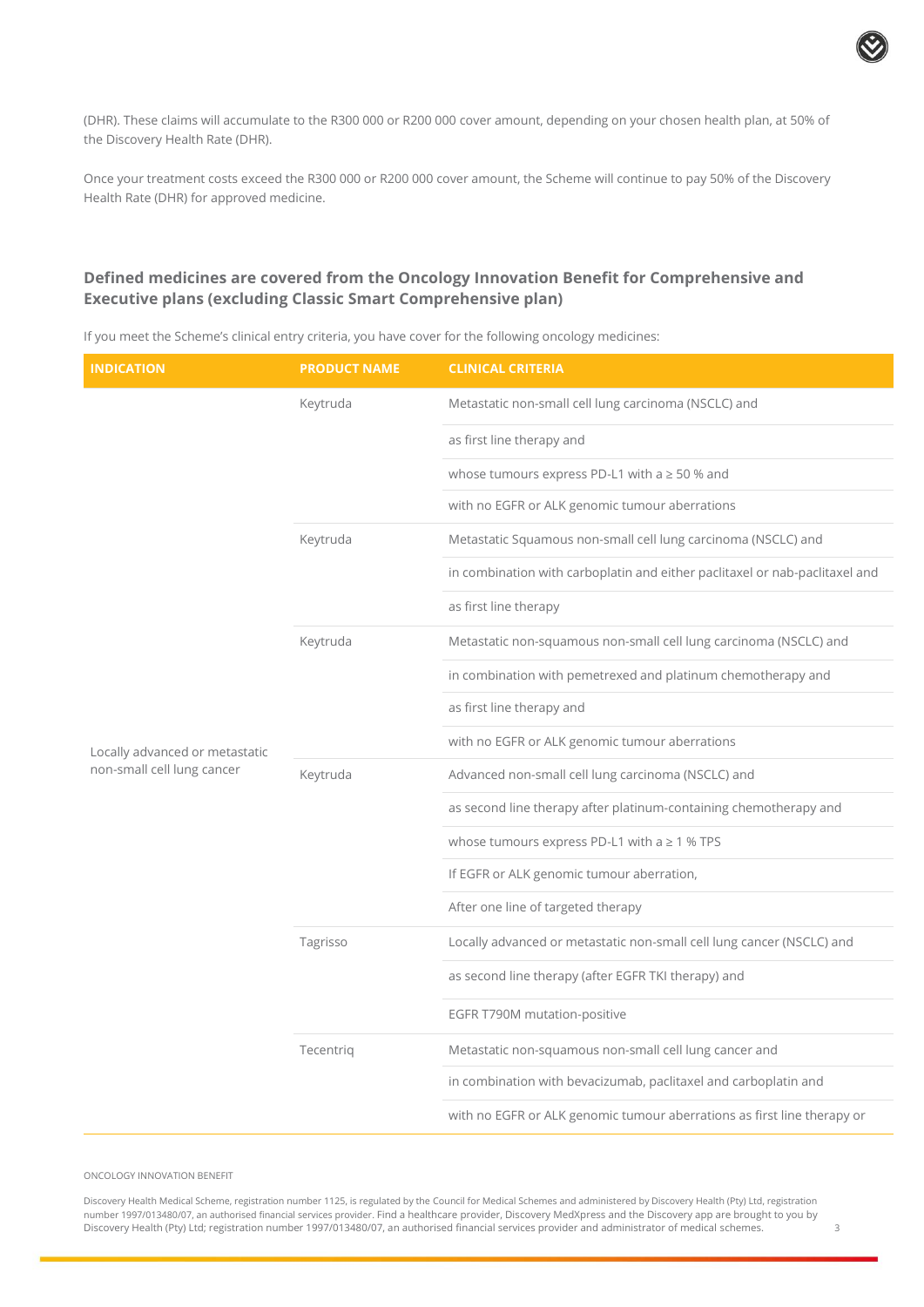(DHR). These claims will accumulate to the R300 000 or R200 000 cover amount, depending on your chosen health plan, at 50% of the Discovery Health Rate (DHR).

Once your treatment costs exceed the R300 000 or R200 000 cover amount, the Scheme will continue to pay 50% of the Discovery Health Rate (DHR) for approved medicine.

## Defined medicines are covered from the Oncology Innovation Benefit for Comprehensive and Executive plans (excluding Classic Smart Comprehensive plan)

If you meet the Scheme's clinical entry criteria, you have cover for the following oncology medicines:

| INDICATION | PRODUCT NAME | CLINICAL CRITERIA |
|---|---|---|
| Locally advanced or metastatic non-small cell lung cancer | Keytruda | Metastatic non-small cell lung carcinoma (NSCLC) and |
| | | as first line therapy and |
| | | whose tumours express PD-L1 with a ≥ 50 % and |
| | | with no EGFR or ALK genomic tumour aberrations |
| | Keytruda | Metastatic Squamous non-small cell lung carcinoma (NSCLC) and |
| | | in combination with carboplatin and either paclitaxel or nab-paclitaxel and |
| | | as first line therapy |
| | Keytruda | Metastatic non-squamous non-small cell lung carcinoma (NSCLC) and |
| | | in combination with pemetrexed and platinum chemotherapy and |
| | | as first line therapy and |
| | | with no EGFR or ALK genomic tumour aberrations |
| | Keytruda | Advanced non-small cell lung carcinoma (NSCLC) and |
| | | as second line therapy after platinum-containing chemotherapy and |
| | | whose tumours express PD-L1 with a ≥ 1 % TPS |
| | | If EGFR or ALK genomic tumour aberration, |
| | | After one line of targeted therapy |
| | Tagrisso | Locally advanced or metastatic non-small cell lung cancer (NSCLC) and |
| | | as second line therapy (after EGFR TKI therapy) and |
| | | EGFR T790M mutation-positive |
| | Tecentriq | Metastatic non-squamous non-small cell lung cancer and |
| | | in combination with bevacizumab, paclitaxel and carboplatin and |
| | | with no EGFR or ALK genomic tumour aberrations as first line therapy or |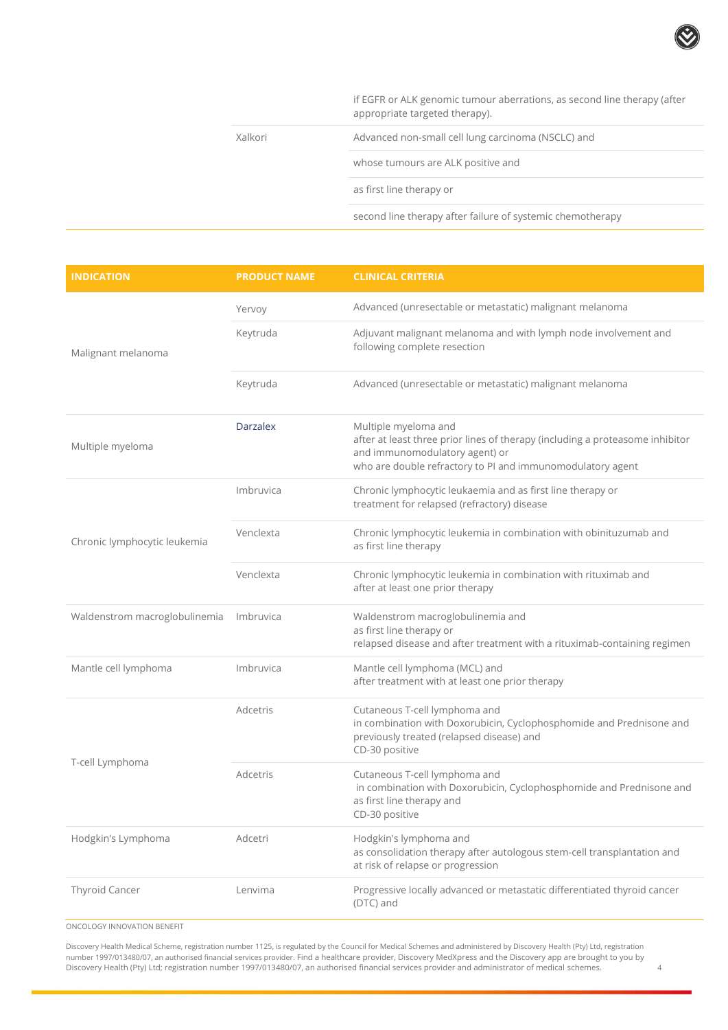| | | |
|---|---|---|
| | | if EGFR or ALK genomic tumour aberrations, as second line therapy (after appropriate targeted therapy). |
| | Xalkori | Advanced non-small cell lung carcinoma (NSCLC) and |
| | | whose tumours are ALK positive and |
| | | as first line therapy or |
| | | second line therapy after failure of systemic chemotherapy |

| INDICATION | PRODUCT NAME | CLINICAL CRITERIA |
|---|---|---|
| Malignant melanoma | Yervoy | Advanced (unresectable or metastatic) malignant melanoma |
| | Keytruda | Adjuvant malignant melanoma and with lymph node involvement and following complete resection |
| | Keytruda | Advanced (unresectable or metastatic) malignant melanoma |
| Multiple myeloma | Darzalex | Multiple myeloma and<br>after at least three prior lines of therapy (including a proteasome inhibitor and immunomodulatory agent) or<br>who are double refractory to PI and immunomodulatory agent |
| Chronic lymphocytic leukemia | Imbruvica | Chronic lymphocytic leukaemia and as first line therapy or treatment for relapsed (refractory) disease |
| | Venclexta | Chronic lymphocytic leukemia in combination with obinituzumab and as first line therapy |
| | Venclexta | Chronic lymphocytic leukemia in combination with rituximab and after at least one prior therapy |
| Waldenstrom macroglobulinemia | Imbruvica | Waldenstrom macroglobulinemia and<br>as first line therapy or<br>relapsed disease and after treatment with a rituximab-containing regimen |
| Mantle cell lymphoma | Imbruvica | Mantle cell lymphoma (MCL) and<br>after treatment with at least one prior therapy |
| T-cell Lymphoma | Adcetris | Cutaneous T-cell lymphoma and<br>in combination with Doxorubicin, Cyclophosphomide and Prednisone and previously treated (relapsed disease) and<br>CD-30 positive |
| | Adcetris | Cutaneous T-cell lymphoma and<br>in combination with Doxorubicin, Cyclophosphomide and Prednisone and as first line therapy and<br>CD-30 positive |
| Hodgkin's Lymphoma | Adcetri | Hodgkin's lymphoma and<br>as consolidation therapy after autologous stem-cell transplantation and at risk of relapse or progression |
| Thyroid Cancer | Lenvima | Progressive locally advanced or metastatic differentiated thyroid cancer (DTC) and |

ONCOLOGY INNOVATION BENEFIT

Discovery Health Medical Scheme, registration number 1125, is regulated by the Council for Medical Schemes and administered by Discovery Health (Pty) Ltd, registration number 1997/013480/07, an authorised financial services provider. Find a healthcare provider, Discovery MedXpress and the Discovery app are brought to you by Discovery Health (Pty) Ltd; registration number 1997/013480/07, an authorised financial services provider and administrator of medical schemes.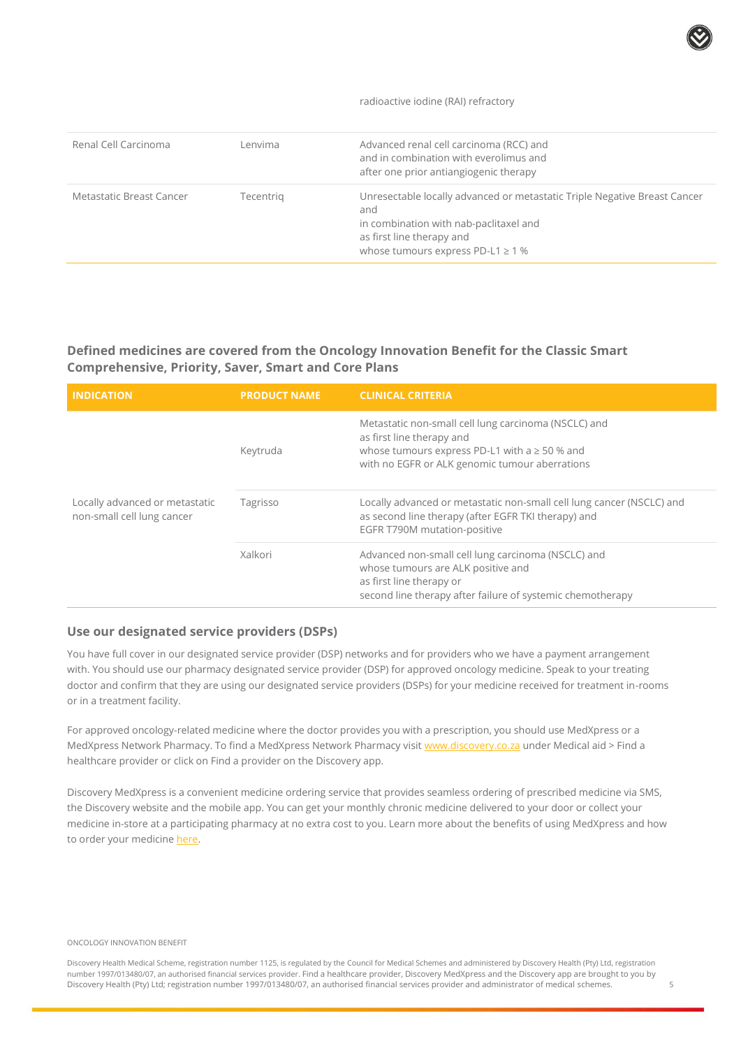| | | |
|---|---|---|
| | | radioactive iodine (RAI) refractory |
| Renal Cell Carcinoma | Lenvima | Advanced renal cell carcinoma (RCC) and<br>and in combination with everolimus and<br>after one prior antiangiogenic therapy |
| Metastatic Breast Cancer | Tecentriq | Unresectable locally advanced or metastatic Triple Negative Breast Cancer and<br>in combination with nab-paclitaxel and<br>as first line therapy and<br>whose tumours express PD-L1 ≥ 1 % |

## Defined medicines are covered from the Oncology Innovation Benefit for the Classic Smart Comprehensive, Priority, Saver, Smart and Core Plans

| INDICATION | PRODUCT NAME | CLINICAL CRITERIA |
|---|---|---|
| Locally advanced or metastatic non-small cell lung cancer | Keytruda | Metastatic non-small cell lung carcinoma (NSCLC) and<br>as first line therapy and<br>whose tumours express PD-L1 with a ≥ 50 % and<br>with no EGFR or ALK genomic tumour aberrations |
| | Tagrisso | Locally advanced or metastatic non-small cell lung cancer (NSCLC) and<br>as second line therapy (after EGFR TKI therapy) and<br>EGFR T790M mutation-positive |
| | Xalkori | Advanced non-small cell lung carcinoma (NSCLC) and<br>whose tumours are ALK positive and<br>as first line therapy or<br>second line therapy after failure of systemic chemotherapy |

## Use our designated service providers (DSPs)

You have full cover in our designated service provider (DSP) networks and for providers who we have a payment arrangement with. You should use our pharmacy designated service provider (DSP) for approved oncology medicine. Speak to your treating doctor and confirm that they are using our designated service providers (DSPs) for your medicine received for treatment in-rooms or in a treatment facility.

For approved oncology-related medicine where the doctor provides you with a prescription, you should use MedXpress or a MedXpress Network Pharmacy. To find a MedXpress Network Pharmacy visit www.discovery.co.za under Medical aid > Find a healthcare provider or click on Find a provider on the Discovery app.

Discovery MedXpress is a convenient medicine ordering service that provides seamless ordering of prescribed medicine via SMS, the Discovery website and the mobile app. You can get your monthly chronic medicine delivered to your door or collect your medicine in-store at a participating pharmacy at no extra cost to you. Learn more about the benefits of using MedXpress and how to order your medicine here.

ONCOLOGY INNOVATION BENEFIT

Discovery Health Medical Scheme, registration number 1125, is regulated by the Council for Medical Schemes and administered by Discovery Health (Pty) Ltd, registration number 1997/013480/07, an authorised financial services provider. Find a healthcare provider, Discovery MedXpress and the Discovery app are brought to you by Discovery Health (Pty) Ltd; registration number 1997/013480/07, an authorised financial services provider and administrator of medical schemes.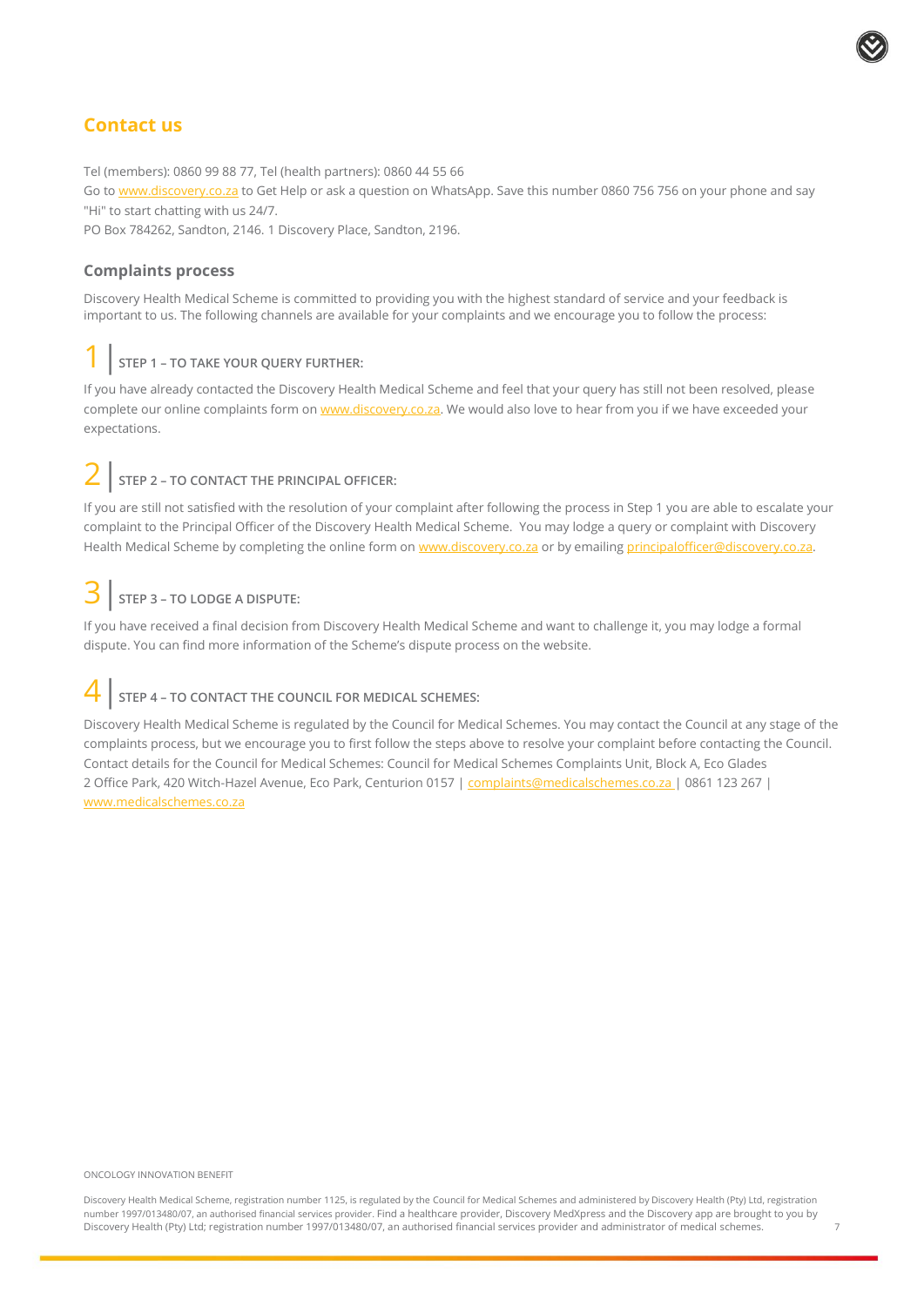## Contact us

Tel (members): 0860 99 88 77, Tel (health partners): 0860 44 55 66
Go to www.discovery.co.za to Get Help or ask a question on WhatsApp. Save this number 0860 756 756 on your phone and say "Hi" to start chatting with us 24/7.
PO Box 784262, Sandton, 2146. 1 Discovery Place, Sandton, 2196.

### Complaints process

Discovery Health Medical Scheme is committed to providing you with the highest standard of service and your feedback is important to us. The following channels are available for your complaints and we encourage you to follow the process:

#### 1 | STEP 1 – TO TAKE YOUR QUERY FURTHER:

If you have already contacted the Discovery Health Medical Scheme and feel that your query has still not been resolved, please complete our online complaints form on www.discovery.co.za. We would also love to hear from you if we have exceeded your expectations.

#### 2 | STEP 2 – TO CONTACT THE PRINCIPAL OFFICER:

If you are still not satisfied with the resolution of your complaint after following the process in Step 1 you are able to escalate your complaint to the Principal Officer of the Discovery Health Medical Scheme. You may lodge a query or complaint with Discovery Health Medical Scheme by completing the online form on www.discovery.co.za or by emailing principalofficer@discovery.co.za.

#### 3 | STEP 3 – TO LODGE A DISPUTE:

If you have received a final decision from Discovery Health Medical Scheme and want to challenge it, you may lodge a formal dispute. You can find more information of the Scheme's dispute process on the website.

#### 4 | STEP 4 – TO CONTACT THE COUNCIL FOR MEDICAL SCHEMES:

Discovery Health Medical Scheme is regulated by the Council for Medical Schemes. You may contact the Council at any stage of the complaints process, but we encourage you to first follow the steps above to resolve your complaint before contacting the Council. Contact details for the Council for Medical Schemes: Council for Medical Schemes Complaints Unit, Block A, Eco Glades 2 Office Park, 420 Witch-Hazel Avenue, Eco Park, Centurion 0157 | complaints@medicalschemes.co.za | 0861 123 267 | www.medicalschemes.co.za

Discovery Health Medical Scheme, registration number 1125, is regulated by the Council for Medical Schemes and administered by Discovery Health (Pty) Ltd, registration number 1997/013480/07, an authorised financial services provider. Find a healthcare provider, Discovery MedXpress and the Discovery app are brought to you by Discovery Health (Pty) Ltd; registration number 1997/013480/07, an authorised financial services provider and administrator of medical schemes.